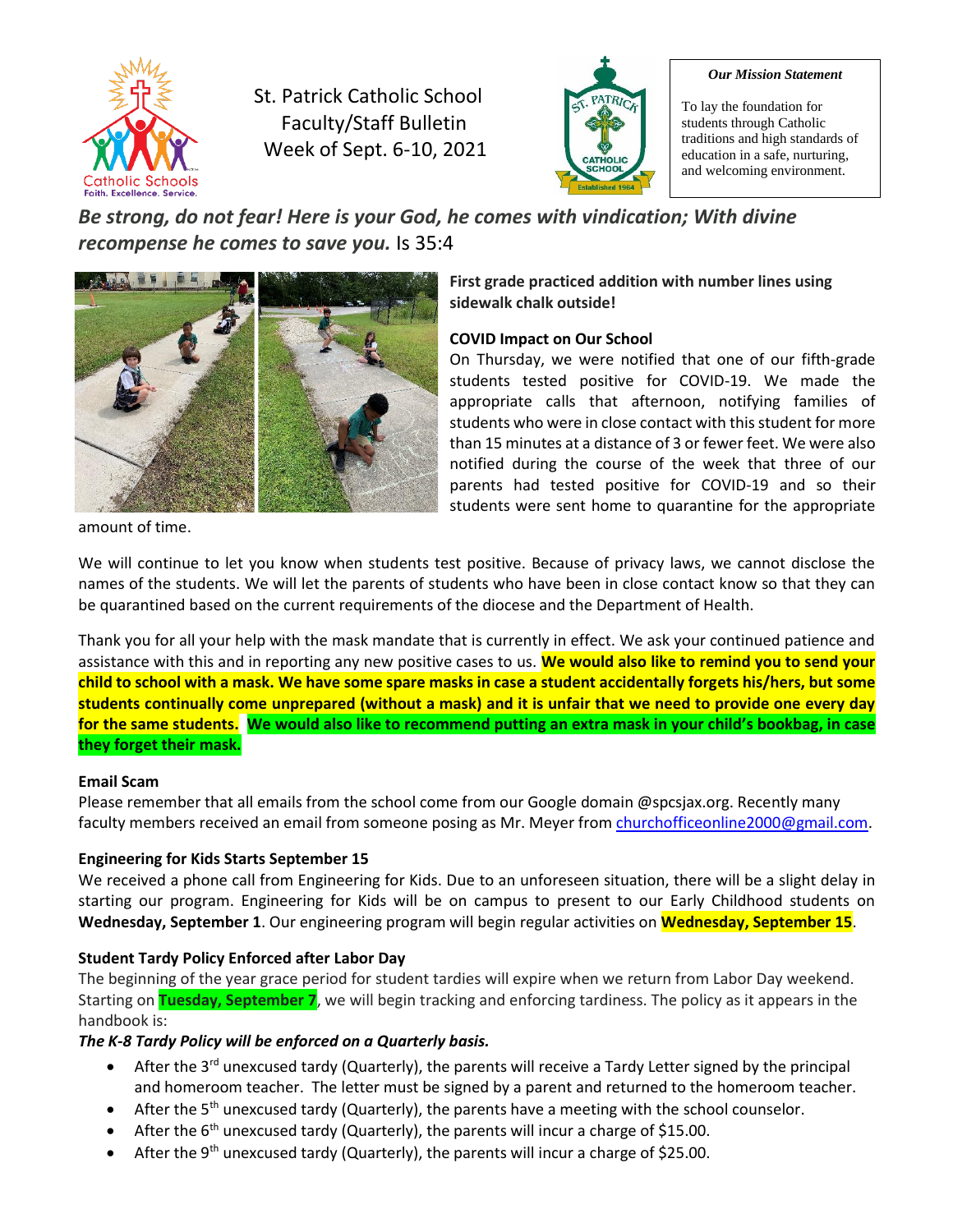# St. Patrick Catholic School Faculty/Staff Bulletin Week of Sept. 6-10, 2021

***Our Mission Statement***

To lay the foundation for students through Catholic traditions and high standards of education in a safe, nurturing, and welcoming environment.

***Be strong, do not fear! Here is your God, he comes with vindication; With divine recompense he comes to save you.*** Is 35:4

**First grade practiced addition with number lines using sidewalk chalk outside!**

### COVID Impact on Our School

On Thursday, we were notified that one of our fifth-grade students tested positive for COVID-19. We made the appropriate calls that afternoon, notifying families of students who were in close contact with this student for more than 15 minutes at a distance of 3 or fewer feet. We were also notified during the course of the week that three of our parents had tested positive for COVID-19 and so their students were sent home to quarantine for the appropriate amount of time.

We will continue to let you know when students test positive. Because of privacy laws, we cannot disclose the names of the students. We will let the parents of students who have been in close contact know so that they can be quarantined based on the current requirements of the diocese and the Department of Health.

Thank you for all your help with the mask mandate that is currently in effect. We ask your continued patience and assistance with this and in reporting any new positive cases to us. **We would also like to remind you to send your child to school with a mask. We have some spare masks in case a student accidentally forgets his/hers, but some students continually come unprepared (without a mask) and it is unfair that we need to provide one every day for the same students. We would also like to recommend putting an extra mask in your child's bookbag, in case they forget their mask.**

### Email Scam

Please remember that all emails from the school come from our Google domain @spcsjax.org. Recently many faculty members received an email from someone posing as Mr. Meyer from churchofficeonline2000@gmail.com.

### Engineering for Kids Starts September 15

We received a phone call from Engineering for Kids. Due to an unforeseen situation, there will be a slight delay in starting our program. Engineering for Kids will be on campus to present to our Early Childhood students on **Wednesday, September 1**. Our engineering program will begin regular activities on **Wednesday, September 15**.

### Student Tardy Policy Enforced after Labor Day

The beginning of the year grace period for student tardies will expire when we return from Labor Day weekend. Starting on **Tuesday, September 7**, we will begin tracking and enforcing tardiness. The policy as it appears in the handbook is:

***The K-8 Tardy Policy will be enforced on a Quarterly basis.***

- After the 3rd unexcused tardy (Quarterly), the parents will receive a Tardy Letter signed by the principal and homeroom teacher. The letter must be signed by a parent and returned to the homeroom teacher.
- After the 5th unexcused tardy (Quarterly), the parents have a meeting with the school counselor.
- After the 6th unexcused tardy (Quarterly), the parents will incur a charge of $15.00.
- After the 9th unexcused tardy (Quarterly), the parents will incur a charge of $25.00.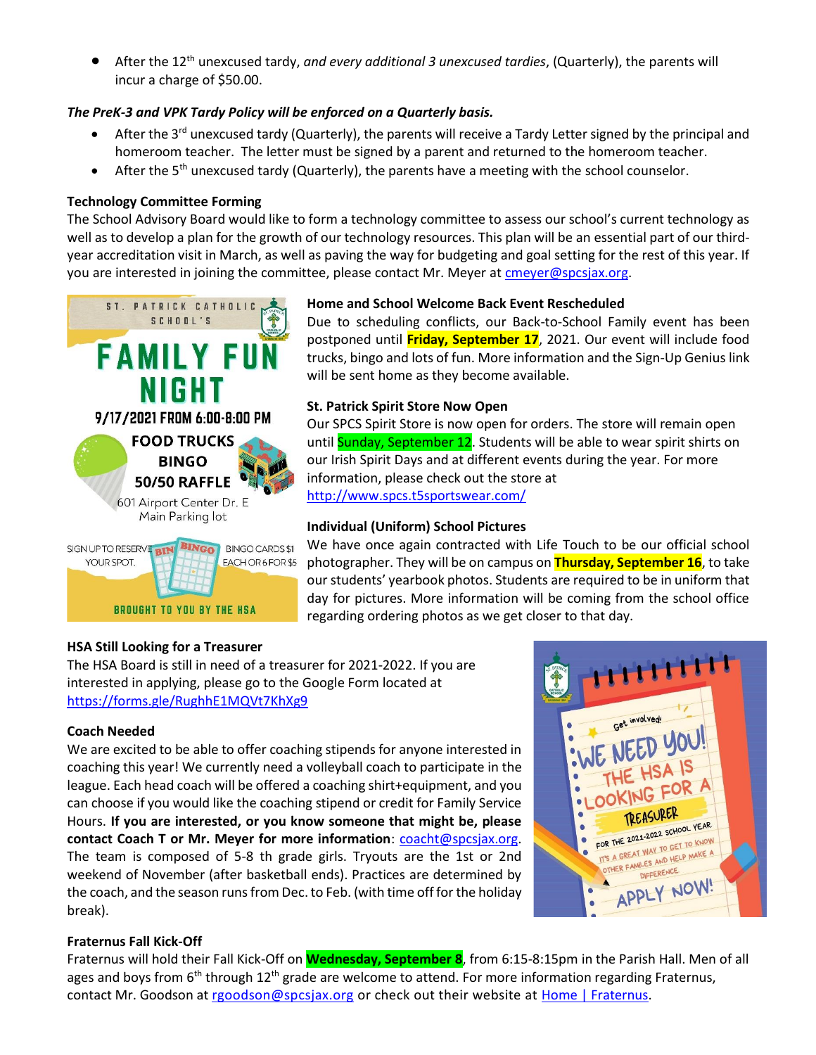- After the 12th unexcused tardy, *and every additional 3 unexcused tardies*, (Quarterly), the parents will incur a charge of $50.00.

***The PreK-3 and VPK Tardy Policy will be enforced on a Quarterly basis.***

- After the 3rd unexcused tardy (Quarterly), the parents will receive a Tardy Letter signed by the principal and homeroom teacher. The letter must be signed by a parent and returned to the homeroom teacher.
- After the 5th unexcused tardy (Quarterly), the parents have a meeting with the school counselor.

**Technology Committee Forming**

The School Advisory Board would like to form a technology committee to assess our school's current technology as well as to develop a plan for the growth of our technology resources. This plan will be an essential part of our third-year accreditation visit in March, as well as paving the way for budgeting and goal setting for the rest of this year. If you are interested in joining the committee, please contact Mr. Meyer at cmeyer@spcsjax.org.

ST. PATRICK CATHOLIC SCHOOL'S

FAMILY FUN NIGHT

9/17/2021 FROM 6:00-8:00 PM

FOOD TRUCKS
BINGO
50/50 RAFFLE

601 Airport Center Dr. E
Main Parking lot

SIGN UP TO RESERVE YOUR SPOT.

BINGO CARDS $1 EACH OR 6 FOR $5

BROUGHT TO YOU BY THE HSA

**Home and School Welcome Back Event Rescheduled**

Due to scheduling conflicts, our Back-to-School Family event has been postponed until **Friday, September 17**, 2021. Our event will include food trucks, bingo and lots of fun. More information and the Sign-Up Genius link will be sent home as they become available.

**St. Patrick Spirit Store Now Open**

Our SPCS Spirit Store is now open for orders. The store will remain open until Sunday, September 12. Students will be able to wear spirit shirts on our Irish Spirit Days and at different events during the year. For more information, please check out the store at http://www.spcs.t5sportswear.com/

**Individual (Uniform) School Pictures**

We have once again contracted with Life Touch to be our official school photographer. They will be on campus on **Thursday, September 16**, to take our students' yearbook photos. Students are required to be in uniform that day for pictures. More information will be coming from the school office regarding ordering photos as we get closer to that day.

**HSA Still Looking for a Treasurer**

The HSA Board is still in need of a treasurer for 2021-2022. If you are interested in applying, please go to the Google Form located at https://forms.gle/RughhE1MQVt7KhXg9

Get involved!
WE NEED YOU!
THE HSA IS LOOKING FOR A
TREASURER
FOR THE 2021-2022 SCHOOL YEAR
IT'S A GREAT WAY TO GET TO KNOW OTHER FAMILIES AND HELP MAKE A DIFFERENCE
APPLY NOW!

**Coach Needed**

We are excited to be able to offer coaching stipends for anyone interested in coaching this year! We currently need a volleyball coach to participate in the league. Each head coach will be offered a coaching shirt+equipment, and you can choose if you would like the coaching stipend or credit for Family Service Hours. **If you are interested, or you know someone that might be, please contact Coach T or Mr. Meyer for more information**: coacht@spcsjax.org. The team is composed of 5-8 th grade girls. Tryouts are the 1st or 2nd weekend of November (after basketball ends). Practices are determined by the coach, and the season runs from Dec. to Feb. (with time off for the holiday break).

**Fraternus Fall Kick-Off**

Fraternus will hold their Fall Kick-Off on **Wednesday, September 8**, from 6:15-8:15pm in the Parish Hall. Men of all ages and boys from 6th through 12th grade are welcome to attend. For more information regarding Fraternus, contact Mr. Goodson at rgoodson@spcsjax.org or check out their website at Home | Fraternus.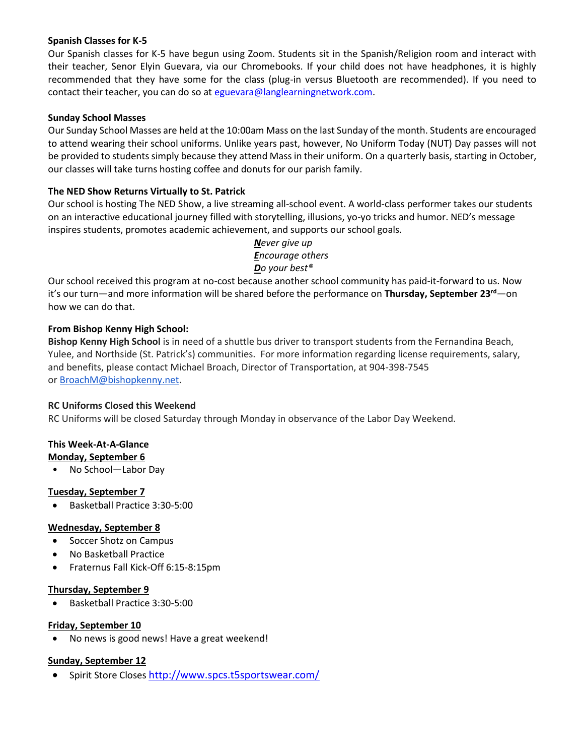**Spanish Classes for K-5**

Our Spanish classes for K-5 have begun using Zoom. Students sit in the Spanish/Religion room and interact with their teacher, Senor Elyin Guevara, via our Chromebooks. If your child does not have headphones, it is highly recommended that they have some for the class (plug-in versus Bluetooth are recommended). If you need to contact their teacher, you can do so at eguevara@langlearningnetwork.com.

**Sunday School Masses**

Our Sunday School Masses are held at the 10:00am Mass on the last Sunday of the month. Students are encouraged to attend wearing their school uniforms. Unlike years past, however, No Uniform Today (NUT) Day passes will not be provided to students simply because they attend Mass in their uniform. On a quarterly basis, starting in October, our classes will take turns hosting coffee and donuts for our parish family.

**The NED Show Returns Virtually to St. Patrick**

Our school is hosting The NED Show, a live streaming all-school event. A world-class performer takes our students on an interactive educational journey filled with storytelling, illusions, yo-yo tricks and humor. NED's message inspires students, promotes academic achievement, and supports our school goals.

*__N__ever give up*
*__E__ncourage others*
*__D__o your best®*

Our school received this program at no-cost because another school community has paid-it-forward to us. Now it's our turn—and more information will be shared before the performance on **Thursday, September 23rd**—on how we can do that.

**From Bishop Kenny High School:**

**Bishop Kenny High School** is in need of a shuttle bus driver to transport students from the Fernandina Beach, Yulee, and Northside (St. Patrick's) communities. For more information regarding license requirements, salary, and benefits, please contact Michael Broach, Director of Transportation, at 904-398-7545 or BroachM@bishopkenny.net.

**RC Uniforms Closed this Weekend**

RC Uniforms will be closed Saturday through Monday in observance of the Labor Day Weekend.

**This Week-At-A-Glance**

**__Monday, September 6__**

- No School—Labor Day

**__Tuesday, September 7__**

- Basketball Practice 3:30-5:00

**__Wednesday, September 8__**

- Soccer Shotz on Campus
- No Basketball Practice
- Fraternus Fall Kick-Off 6:15-8:15pm

**__Thursday, September 9__**

- Basketball Practice 3:30-5:00

**__Friday, September 10__**

- No news is good news! Have a great weekend!

**__Sunday, September 12__**

- Spirit Store Closes http://www.spcs.t5sportswear.com/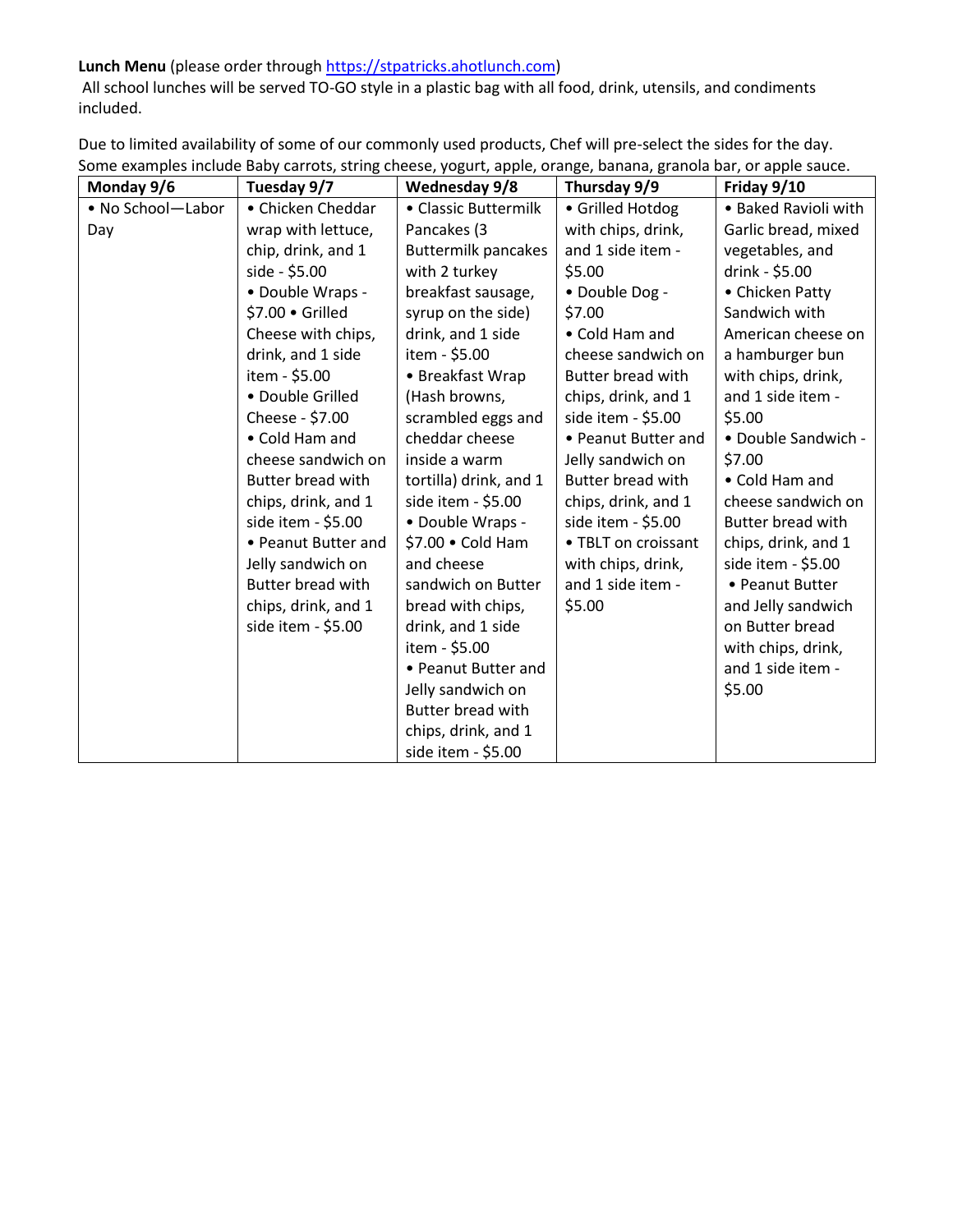**Lunch Menu** (please order through https://stpatricks.ahotlunch.com)
All school lunches will be served TO-GO style in a plastic bag with all food, drink, utensils, and condiments included.

Due to limited availability of some of our commonly used products, Chef will pre-select the sides for the day. Some examples include Baby carrots, string cheese, yogurt, apple, orange, banana, granola bar, or apple sauce.

| Monday 9/6 | Tuesday 9/7 | Wednesday 9/8 | Thursday 9/9 | Friday 9/10 |
|---|---|---|---|---|
| • No School—Labor Day | • Chicken Cheddar wrap with lettuce, chip, drink, and 1 side - $5.00<br>• Double Wraps - $7.00 • Grilled Cheese with chips, drink, and 1 side item - $5.00<br>• Double Grilled Cheese - $7.00<br>• Cold Ham and cheese sandwich on Butter bread with chips, drink, and 1 side item - $5.00<br>• Peanut Butter and Jelly sandwich on Butter bread with chips, drink, and 1 side item - $5.00 | • Classic Buttermilk Pancakes (3 Buttermilk pancakes with 2 turkey breakfast sausage, syrup on the side) drink, and 1 side item - $5.00<br>• Breakfast Wrap (Hash browns, scrambled eggs and cheddar cheese inside a warm tortilla) drink, and 1 side item - $5.00<br>• Double Wraps - $7.00 • Cold Ham and cheese sandwich on Butter bread with chips, drink, and 1 side item - $5.00<br>• Peanut Butter and Jelly sandwich on Butter bread with chips, drink, and 1 side item - $5.00 | • Grilled Hotdog with chips, drink, and 1 side item - $5.00<br>• Double Dog - $7.00<br>• Cold Ham and cheese sandwich on Butter bread with chips, drink, and 1 side item - $5.00<br>• Peanut Butter and Jelly sandwich on Butter bread with chips, drink, and 1 side item - $5.00<br>• TBLT on croissant with chips, drink, and 1 side item - $5.00 | • Baked Ravioli with Garlic bread, mixed vegetables, and drink - $5.00<br>• Chicken Patty Sandwich with American cheese on a hamburger bun with chips, drink, and 1 side item - $5.00<br>• Double Sandwich - $7.00<br>• Cold Ham and cheese sandwich on Butter bread with chips, drink, and 1 side item - $5.00<br>• Peanut Butter and Jelly sandwich on Butter bread with chips, drink, and 1 side item - $5.00 |